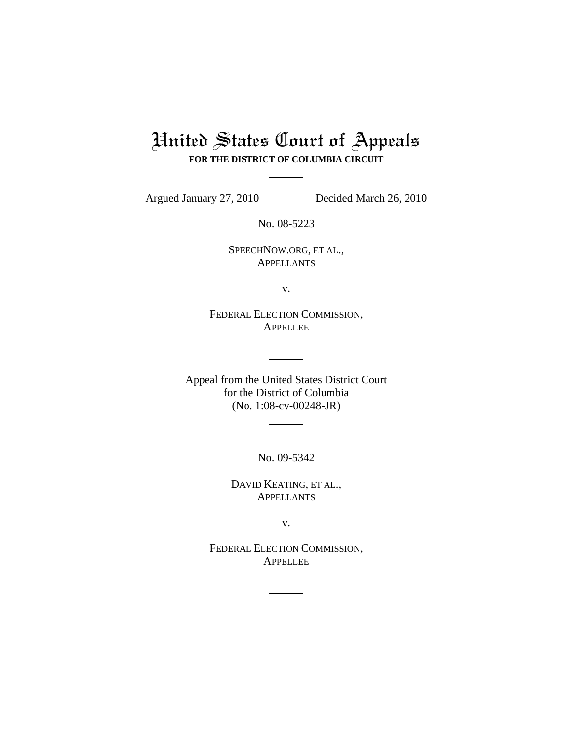# United States Court of Appeals

**FOR THE DISTRICT OF COLUMBIA CIRCUIT**

---

Argued January 27, 2010 Decided March 26, 2010

No. 08-5223

SPEECHNOW.ORG, ET AL.,
APPELLANTS

v.

FEDERAL ELECTION COMMISSION,
APPELLEE

---

Appeal from the United States District Court
for the District of Columbia
(No. 1:08-cv-00248-JR)

---

No. 09-5342

DAVID KEATING, ET AL.,
APPELLANTS

v.

FEDERAL ELECTION COMMISSION,
APPELLEE

---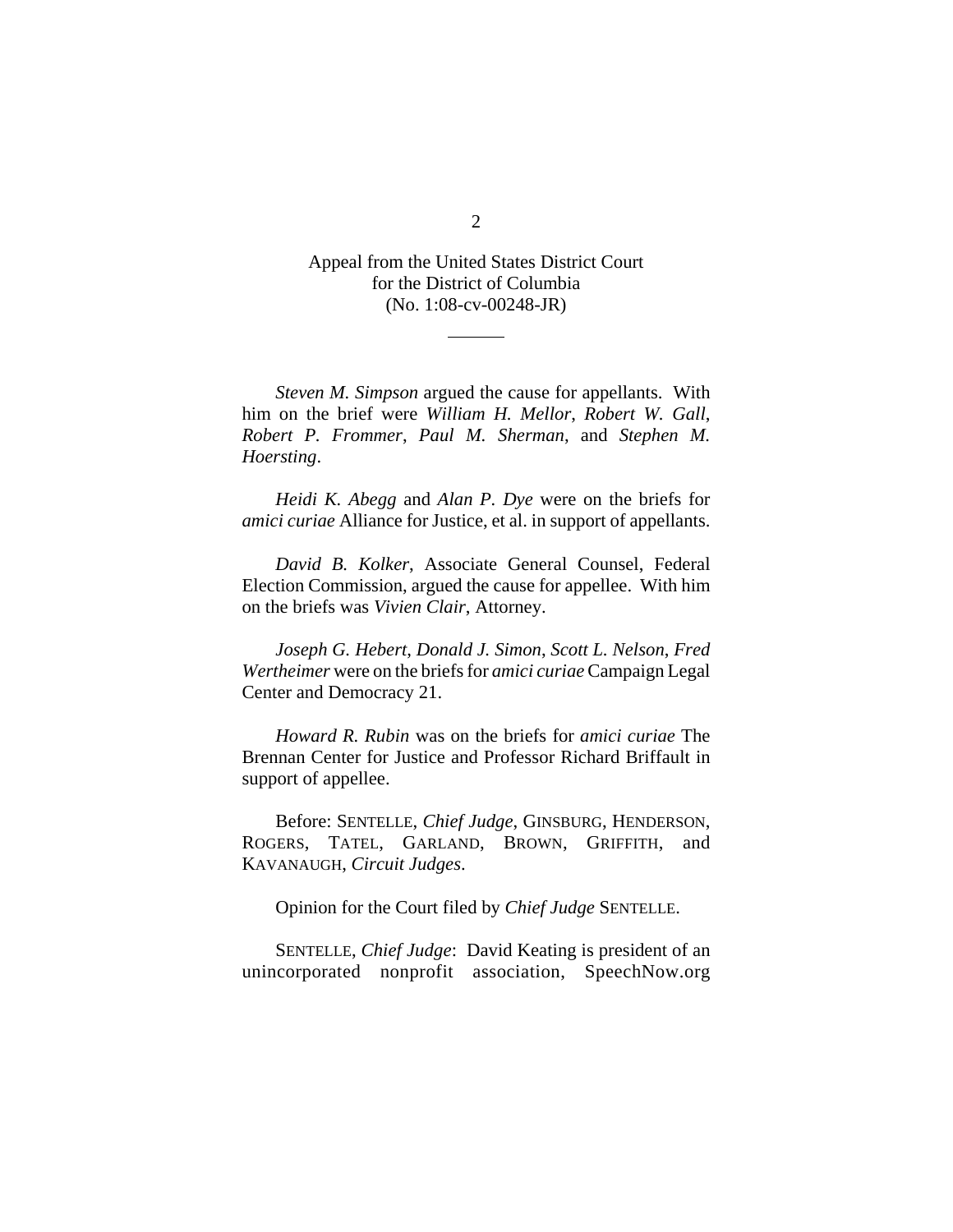Appeal from the United States District Court
for the District of Columbia
(No. 1:08-cv-00248-JR)

---

*Steven M. Simpson* argued the cause for appellants. With him on the brief were *William H. Mellor*, *Robert W. Gall*, *Robert P. Frommer*, *Paul M. Sherman*, and *Stephen M. Hoersting*.

*Heidi K. Abegg* and *Alan P. Dye* were on the briefs for *amici curiae* Alliance for Justice, et al. in support of appellants.

*David B. Kolker*, Associate General Counsel, Federal Election Commission, argued the cause for appellee. With him on the briefs was *Vivien Clair*, Attorney.

*Joseph G. Hebert*, *Donald J. Simon*, *Scott L. Nelson*, *Fred Wertheimer* were on the briefs for *amici curiae* Campaign Legal Center and Democracy 21.

*Howard R. Rubin* was on the briefs for *amici curiae* The Brennan Center for Justice and Professor Richard Briffault in support of appellee.

Before: SENTELLE, *Chief Judge*, GINSBURG, HENDERSON, ROGERS, TATEL, GARLAND, BROWN, GRIFFITH, and KAVANAUGH, *Circuit Judges*.

Opinion for the Court filed by *Chief Judge* SENTELLE.

SENTELLE, *Chief Judge*: David Keating is president of an unincorporated nonprofit association, SpeechNow.org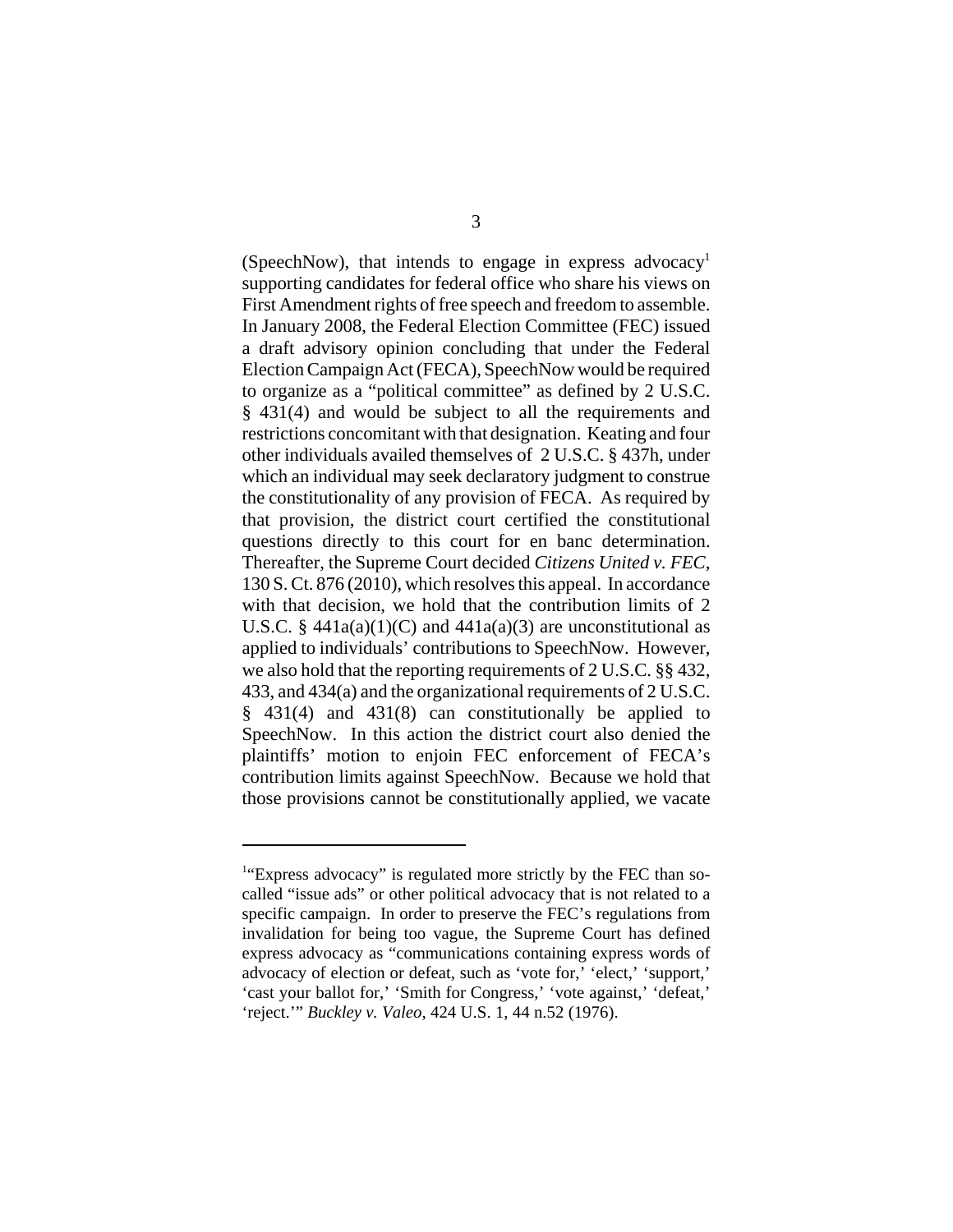(SpeechNow), that intends to engage in express advocacy[1] supporting candidates for federal office who share his views on First Amendment rights of free speech and freedom to assemble. In January 2008, the Federal Election Committee (FEC) issued a draft advisory opinion concluding that under the Federal Election Campaign Act (FECA), SpeechNow would be required to organize as a "political committee" as defined by 2 U.S.C. § 431(4) and would be subject to all the requirements and restrictions concomitant with that designation. Keating and four other individuals availed themselves of 2 U.S.C. § 437h, under which an individual may seek declaratory judgment to construe the constitutionality of any provision of FECA. As required by that provision, the district court certified the constitutional questions directly to this court for en banc determination. Thereafter, the Supreme Court decided *Citizens United v. FEC*, 130 S. Ct. 876 (2010), which resolves this appeal. In accordance with that decision, we hold that the contribution limits of 2 U.S.C. § 441a(a)(1)(C) and 441a(a)(3) are unconstitutional as applied to individuals' contributions to SpeechNow. However, we also hold that the reporting requirements of 2 U.S.C. §§ 432, 433, and 434(a) and the organizational requirements of 2 U.S.C. § 431(4) and 431(8) can constitutionally be applied to SpeechNow. In this action the district court also denied the plaintiffs' motion to enjoin FEC enforcement of FECA's contribution limits against SpeechNow. Because we hold that those provisions cannot be constitutionally applied, we vacate

---

[1]"Express advocacy" is regulated more strictly by the FEC than so-called "issue ads" or other political advocacy that is not related to a specific campaign. In order to preserve the FEC's regulations from invalidation for being too vague, the Supreme Court has defined express advocacy as "communications containing express words of advocacy of election or defeat, such as 'vote for,' 'elect,' 'support,' 'cast your ballot for,' 'Smith for Congress,' 'vote against,' 'defeat,' 'reject.'" *Buckley v. Valeo*, 424 U.S. 1, 44 n.52 (1976).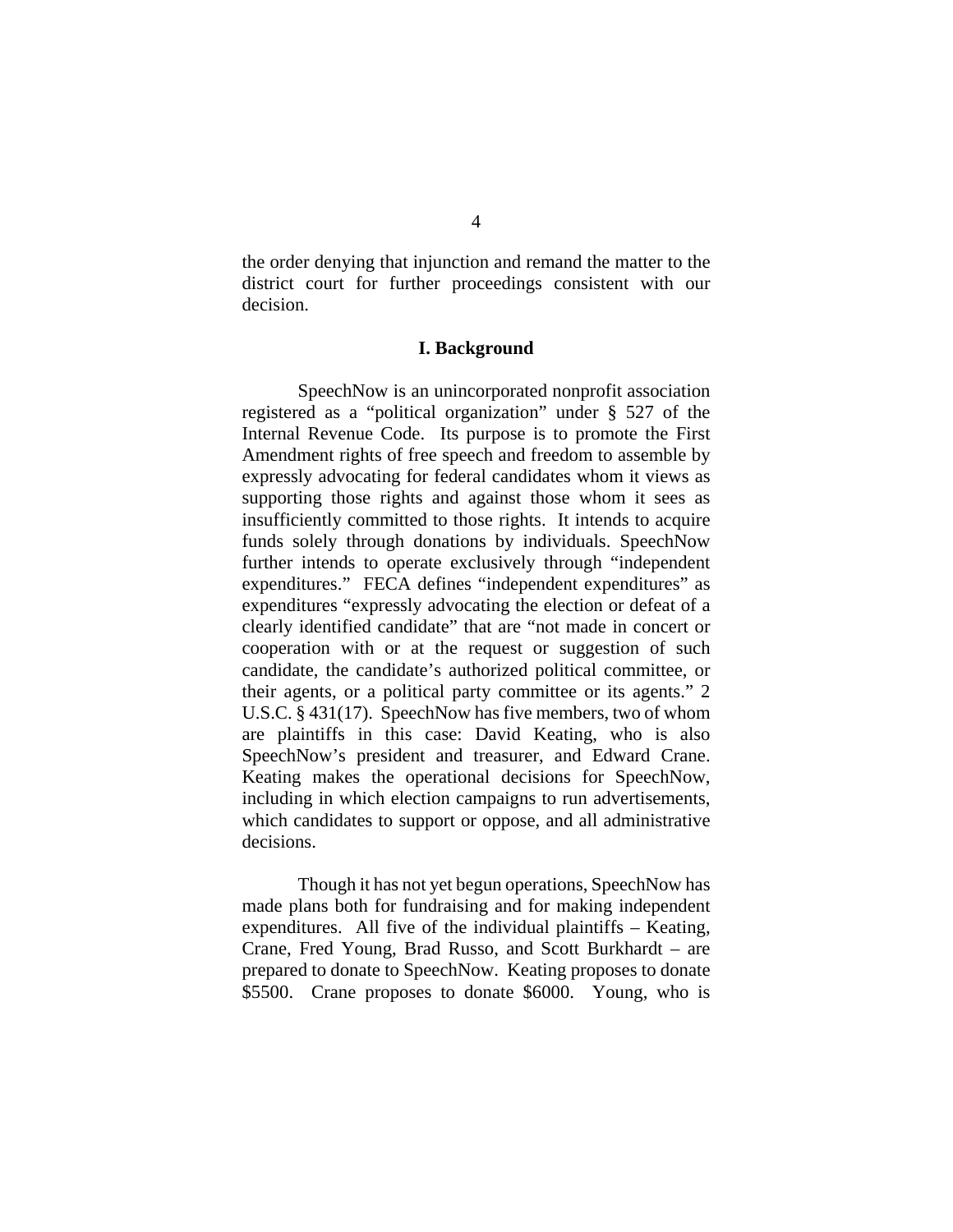the order denying that injunction and remand the matter to the district court for further proceedings consistent with our decision.

## I. Background

SpeechNow is an unincorporated nonprofit association registered as a "political organization" under § 527 of the Internal Revenue Code. Its purpose is to promote the First Amendment rights of free speech and freedom to assemble by expressly advocating for federal candidates whom it views as supporting those rights and against those whom it sees as insufficiently committed to those rights. It intends to acquire funds solely through donations by individuals. SpeechNow further intends to operate exclusively through "independent expenditures." FECA defines "independent expenditures" as expenditures "expressly advocating the election or defeat of a clearly identified candidate" that are "not made in concert or cooperation with or at the request or suggestion of such candidate, the candidate's authorized political committee, or their agents, or a political party committee or its agents." 2 U.S.C. § 431(17). SpeechNow has five members, two of whom are plaintiffs in this case: David Keating, who is also SpeechNow's president and treasurer, and Edward Crane. Keating makes the operational decisions for SpeechNow, including in which election campaigns to run advertisements, which candidates to support or oppose, and all administrative decisions.

Though it has not yet begun operations, SpeechNow has made plans both for fundraising and for making independent expenditures. All five of the individual plaintiffs – Keating, Crane, Fred Young, Brad Russo, and Scott Burkhardt – are prepared to donate to SpeechNow. Keating proposes to donate $5500. Crane proposes to donate $6000. Young, who is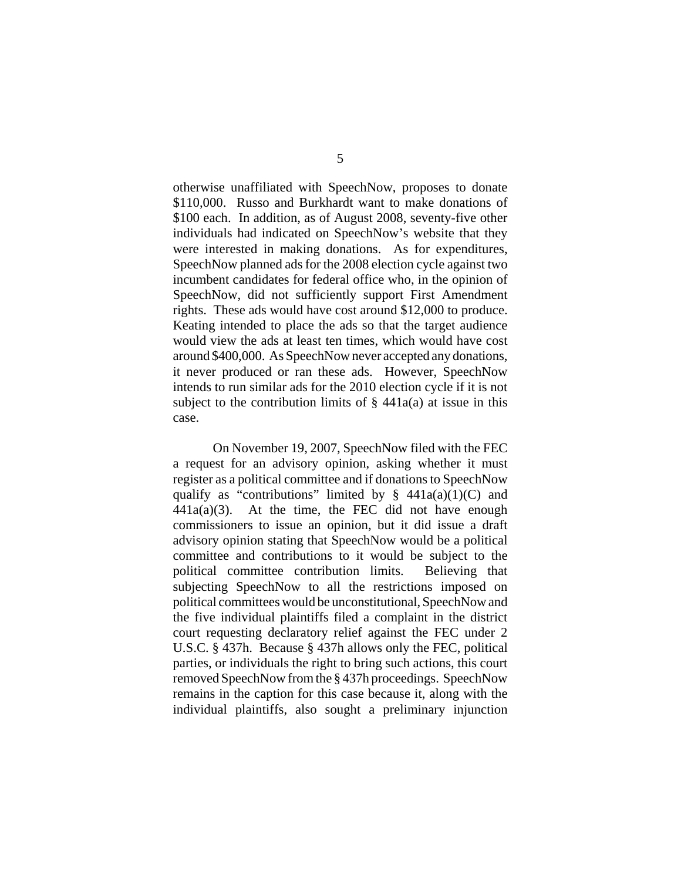otherwise unaffiliated with SpeechNow, proposes to donate $110,000. Russo and Burkhardt want to make donations of $100 each. In addition, as of August 2008, seventy-five other individuals had indicated on SpeechNow's website that they were interested in making donations. As for expenditures, SpeechNow planned ads for the 2008 election cycle against two incumbent candidates for federal office who, in the opinion of SpeechNow, did not sufficiently support First Amendment rights. These ads would have cost around $12,000 to produce. Keating intended to place the ads so that the target audience would view the ads at least ten times, which would have cost around $400,000. As SpeechNow never accepted any donations, it never produced or ran these ads. However, SpeechNow intends to run similar ads for the 2010 election cycle if it is not subject to the contribution limits of § 441a(a) at issue in this case.

On November 19, 2007, SpeechNow filed with the FEC a request for an advisory opinion, asking whether it must register as a political committee and if donations to SpeechNow qualify as "contributions" limited by § 441a(a)(1)(C) and 441a(a)(3). At the time, the FEC did not have enough commissioners to issue an opinion, but it did issue a draft advisory opinion stating that SpeechNow would be a political committee and contributions to it would be subject to the political committee contribution limits. Believing that subjecting SpeechNow to all the restrictions imposed on political committees would be unconstitutional, SpeechNow and the five individual plaintiffs filed a complaint in the district court requesting declaratory relief against the FEC under 2 U.S.C. § 437h. Because § 437h allows only the FEC, political parties, or individuals the right to bring such actions, this court removed SpeechNow from the § 437h proceedings. SpeechNow remains in the caption for this case because it, along with the individual plaintiffs, also sought a preliminary injunction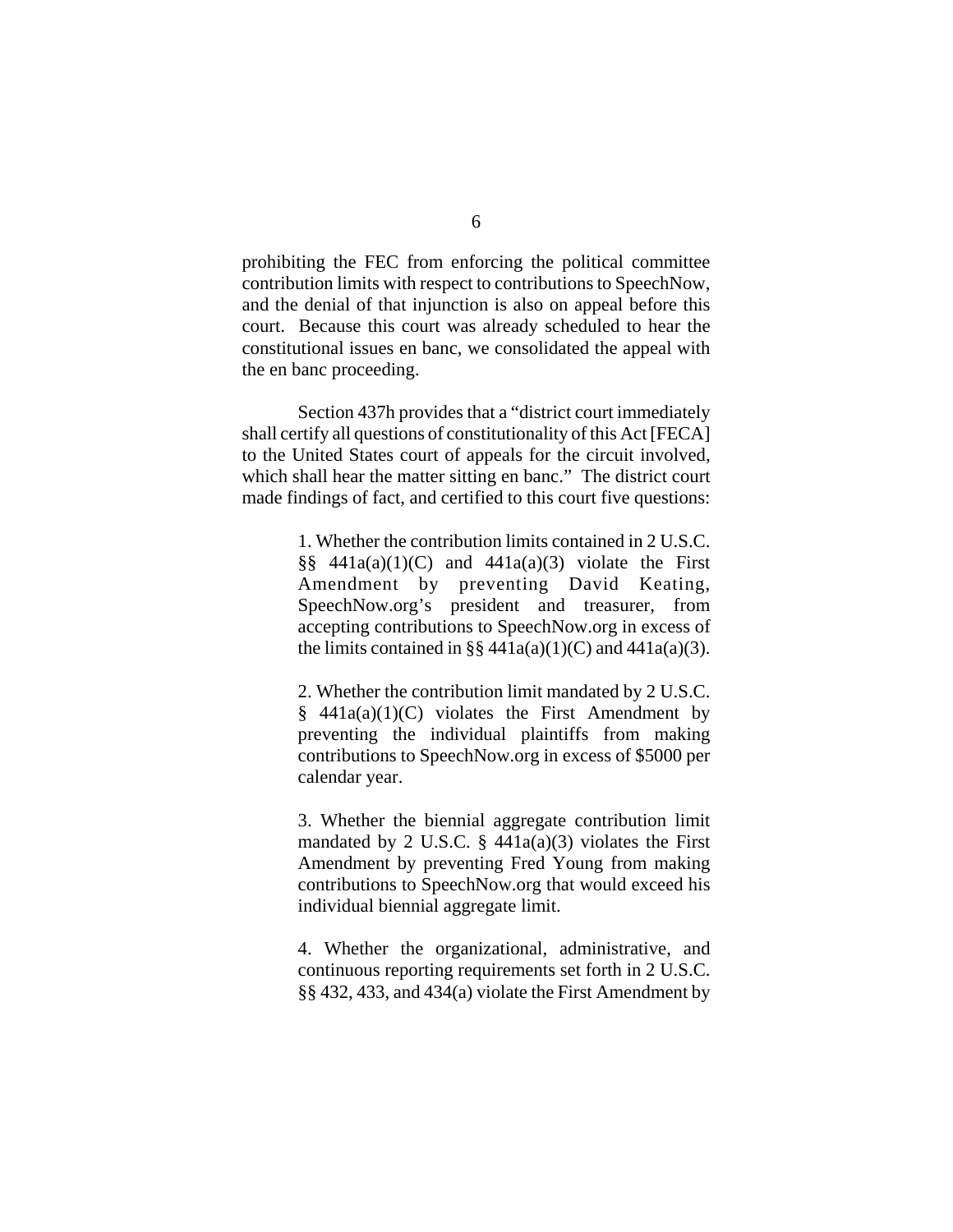prohibiting the FEC from enforcing the political committee contribution limits with respect to contributions to SpeechNow, and the denial of that injunction is also on appeal before this court. Because this court was already scheduled to hear the constitutional issues en banc, we consolidated the appeal with the en banc proceeding.

Section 437h provides that a "district court immediately shall certify all questions of constitutionality of this Act [FECA] to the United States court of appeals for the circuit involved, which shall hear the matter sitting en banc." The district court made findings of fact, and certified to this court five questions:

> 1. Whether the contribution limits contained in 2 U.S.C. §§ 441a(a)(1)(C) and 441a(a)(3) violate the First Amendment by preventing David Keating, SpeechNow.org's president and treasurer, from accepting contributions to SpeechNow.org in excess of the limits contained in §§ 441a(a)(1)(C) and 441a(a)(3).
>
> 2. Whether the contribution limit mandated by 2 U.S.C. § 441a(a)(1)(C) violates the First Amendment by preventing the individual plaintiffs from making contributions to SpeechNow.org in excess of $5000 per calendar year.
>
> 3. Whether the biennial aggregate contribution limit mandated by 2 U.S.C. § 441a(a)(3) violates the First Amendment by preventing Fred Young from making contributions to SpeechNow.org that would exceed his individual biennial aggregate limit.
>
> 4. Whether the organizational, administrative, and continuous reporting requirements set forth in 2 U.S.C. §§ 432, 433, and 434(a) violate the First Amendment by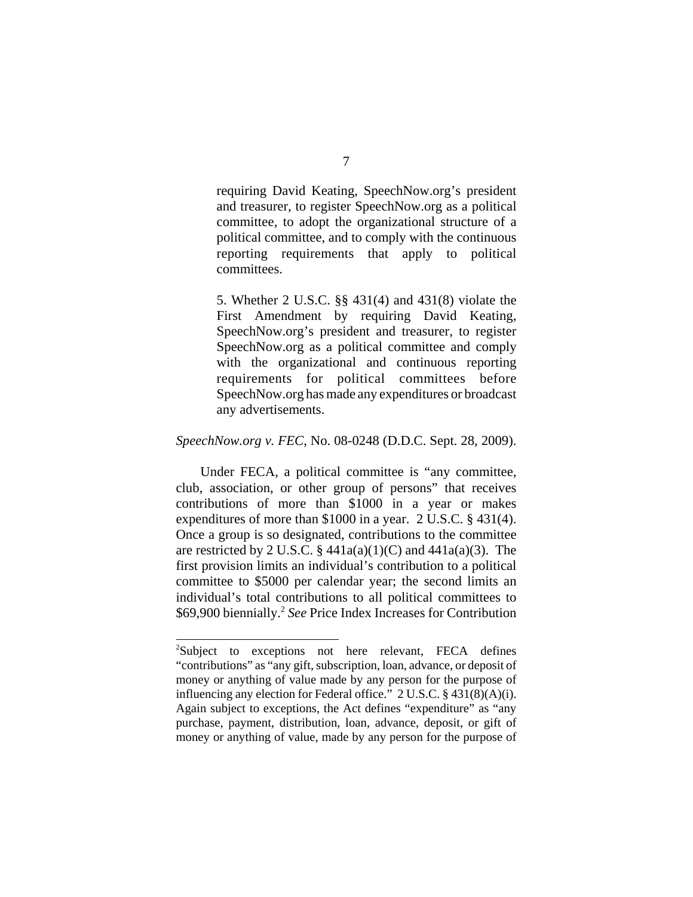requiring David Keating, SpeechNow.org's president and treasurer, to register SpeechNow.org as a political committee, to adopt the organizational structure of a political committee, and to comply with the continuous reporting requirements that apply to political committees.

> 5. Whether 2 U.S.C. §§ 431(4) and 431(8) violate the First Amendment by requiring David Keating, SpeechNow.org's president and treasurer, to register SpeechNow.org as a political committee and comply with the organizational and continuous reporting requirements for political committees before SpeechNow.org has made any expenditures or broadcast any advertisements.

*SpeechNow.org v. FEC*, No. 08-0248 (D.D.C. Sept. 28, 2009).

Under FECA, a political committee is "any committee, club, association, or other group of persons" that receives contributions of more than $1000 in a year or makes expenditures of more than $1000 in a year. 2 U.S.C. § 431(4). Once a group is so designated, contributions to the committee are restricted by 2 U.S.C. § 441a(a)(1)(C) and 441a(a)(3). The first provision limits an individual's contribution to a political committee to $5000 per calendar year; the second limits an individual's total contributions to all political committees to $69,900 biennially.[2] *See* Price Index Increases for Contribution

[2]Subject to exceptions not here relevant, FECA defines "contributions" as "any gift, subscription, loan, advance, or deposit of money or anything of value made by any person for the purpose of influencing any election for Federal office." 2 U.S.C. § 431(8)(A)(i). Again subject to exceptions, the Act defines "expenditure" as "any purchase, payment, distribution, loan, advance, deposit, or gift of money or anything of value, made by any person for the purpose of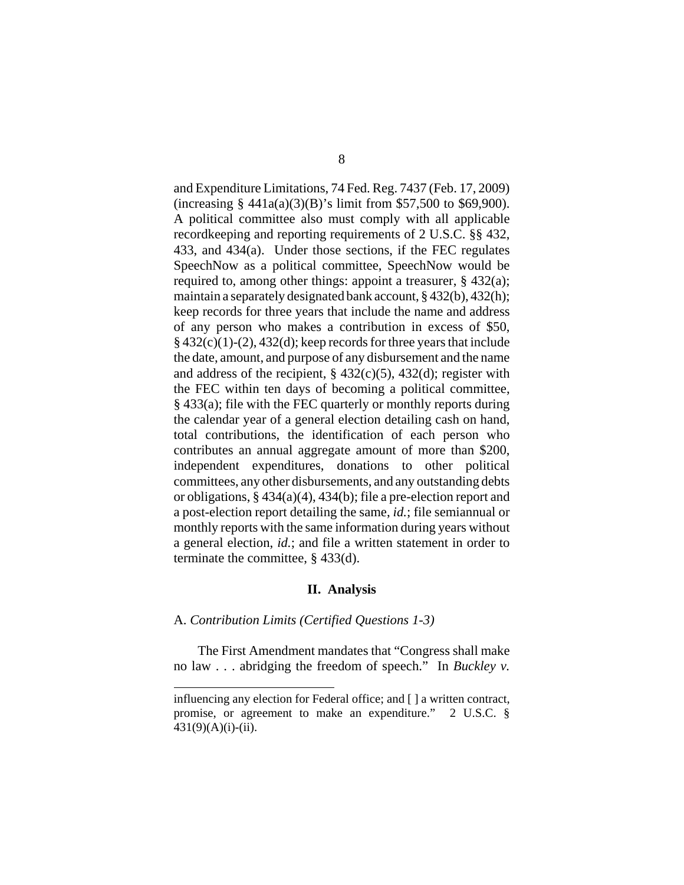and Expenditure Limitations, 74 Fed. Reg. 7437 (Feb. 17, 2009) (increasing § 441a(a)(3)(B)'s limit from $57,500 to $69,900). A political committee also must comply with all applicable recordkeeping and reporting requirements of 2 U.S.C. §§ 432, 433, and 434(a). Under those sections, if the FEC regulates SpeechNow as a political committee, SpeechNow would be required to, among other things: appoint a treasurer, § 432(a); maintain a separately designated bank account, § 432(b), 432(h); keep records for three years that include the name and address of any person who makes a contribution in excess of $50, § 432(c)(1)-(2), 432(d); keep records for three years that include the date, amount, and purpose of any disbursement and the name and address of the recipient, § 432(c)(5), 432(d); register with the FEC within ten days of becoming a political committee, § 433(a); file with the FEC quarterly or monthly reports during the calendar year of a general election detailing cash on hand, total contributions, the identification of each person who contributes an annual aggregate amount of more than $200, independent expenditures, donations to other political committees, any other disbursements, and any outstanding debts or obligations, § 434(a)(4), 434(b); file a pre-election report and a post-election report detailing the same, *id.*; file semiannual or monthly reports with the same information during years without a general election, *id.*; and file a written statement in order to terminate the committee, § 433(d).

## II. Analysis

### A. *Contribution Limits (Certified Questions 1-3)*

The First Amendment mandates that "Congress shall make no law . . . abridging the freedom of speech." In *Buckley v.*

---

influencing any election for Federal office; and [ ] a written contract, promise, or agreement to make an expenditure." 2 U.S.C. § 431(9)(A)(i)-(ii).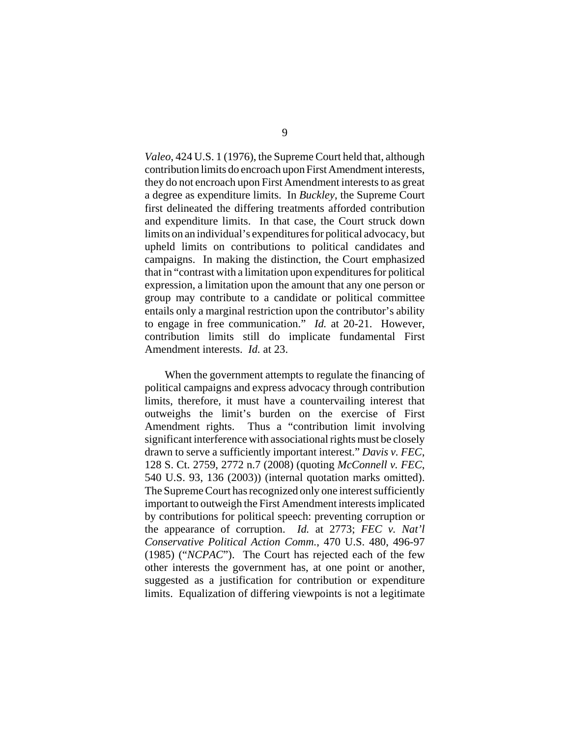*Valeo*, 424 U.S. 1 (1976), the Supreme Court held that, although contribution limits do encroach upon First Amendment interests, they do not encroach upon First Amendment interests to as great a degree as expenditure limits. In *Buckley*, the Supreme Court first delineated the differing treatments afforded contribution and expenditure limits. In that case, the Court struck down limits on an individual's expenditures for political advocacy, but upheld limits on contributions to political candidates and campaigns. In making the distinction, the Court emphasized that in "contrast with a limitation upon expenditures for political expression, a limitation upon the amount that any one person or group may contribute to a candidate or political committee entails only a marginal restriction upon the contributor's ability to engage in free communication." *Id.* at 20-21. However, contribution limits still do implicate fundamental First Amendment interests. *Id.* at 23.

When the government attempts to regulate the financing of political campaigns and express advocacy through contribution limits, therefore, it must have a countervailing interest that outweighs the limit's burden on the exercise of First Amendment rights. Thus a "contribution limit involving significant interference with associational rights must be closely drawn to serve a sufficiently important interest." *Davis v. FEC*, 128 S. Ct. 2759, 2772 n.7 (2008) (quoting *McConnell v. FEC*, 540 U.S. 93, 136 (2003)) (internal quotation marks omitted). The Supreme Court has recognized only one interest sufficiently important to outweigh the First Amendment interests implicated by contributions for political speech: preventing corruption or the appearance of corruption. *Id.* at 2773; *FEC v. Nat'l Conservative Political Action Comm.*, 470 U.S. 480, 496-97 (1985) ("*NCPAC*"). The Court has rejected each of the few other interests the government has, at one point or another, suggested as a justification for contribution or expenditure limits. Equalization of differing viewpoints is not a legitimate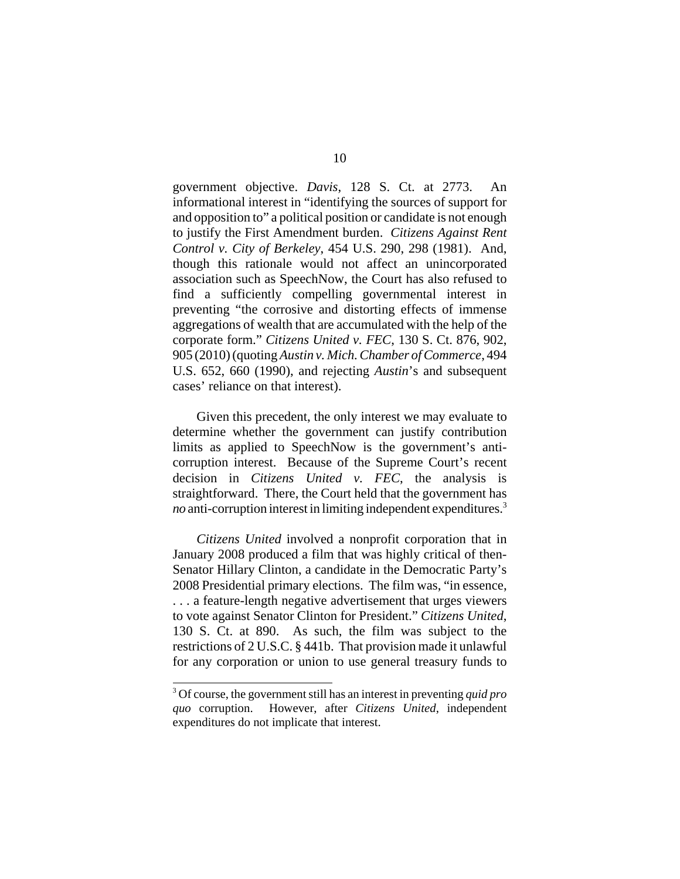government objective. *Davis*, 128 S. Ct. at 2773. An informational interest in "identifying the sources of support for and opposition to" a political position or candidate is not enough to justify the First Amendment burden. *Citizens Against Rent Control v. City of Berkeley*, 454 U.S. 290, 298 (1981). And, though this rationale would not affect an unincorporated association such as SpeechNow, the Court has also refused to find a sufficiently compelling governmental interest in preventing "the corrosive and distorting effects of immense aggregations of wealth that are accumulated with the help of the corporate form." *Citizens United v. FEC*, 130 S. Ct. 876, 902, 905 (2010) (quoting *Austin v. Mich. Chamber of Commerce*, 494 U.S. 652, 660 (1990), and rejecting *Austin*'s and subsequent cases' reliance on that interest).

Given this precedent, the only interest we may evaluate to determine whether the government can justify contribution limits as applied to SpeechNow is the government's anti-corruption interest. Because of the Supreme Court's recent decision in *Citizens United v. FEC*, the analysis is straightforward. There, the Court held that the government has *no* anti-corruption interest in limiting independent expenditures.[3]

*Citizens United* involved a nonprofit corporation that in January 2008 produced a film that was highly critical of then-Senator Hillary Clinton, a candidate in the Democratic Party's 2008 Presidential primary elections. The film was, "in essence, . . . a feature-length negative advertisement that urges viewers to vote against Senator Clinton for President." *Citizens United*, 130 S. Ct. at 890. As such, the film was subject to the restrictions of 2 U.S.C. § 441b. That provision made it unlawful for any corporation or union to use general treasury funds to

[3] Of course, the government still has an interest in preventing *quid pro quo* corruption. However, after *Citizens United*, independent expenditures do not implicate that interest.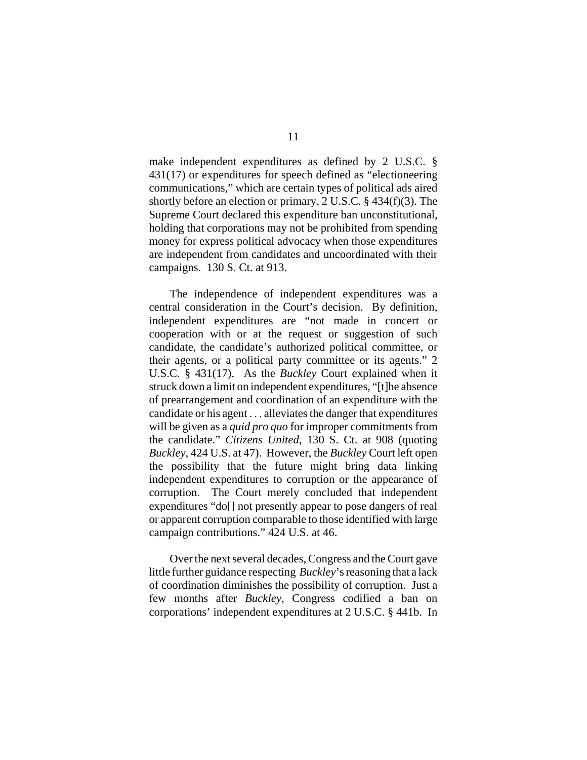make independent expenditures as defined by 2 U.S.C. § 431(17) or expenditures for speech defined as "electioneering communications," which are certain types of political ads aired shortly before an election or primary, 2 U.S.C. § 434(f)(3). The Supreme Court declared this expenditure ban unconstitutional, holding that corporations may not be prohibited from spending money for express political advocacy when those expenditures are independent from candidates and uncoordinated with their campaigns. 130 S. Ct. at 913.

The independence of independent expenditures was a central consideration in the Court's decision. By definition, independent expenditures are "not made in concert or cooperation with or at the request or suggestion of such candidate, the candidate's authorized political committee, or their agents, or a political party committee or its agents." 2 U.S.C. § 431(17). As the *Buckley* Court explained when it struck down a limit on independent expenditures, "[t]he absence of prearrangement and coordination of an expenditure with the candidate or his agent . . . alleviates the danger that expenditures will be given as a *quid pro quo* for improper commitments from the candidate." *Citizens United*, 130 S. Ct. at 908 (quoting *Buckley*, 424 U.S. at 47). However, the *Buckley* Court left open the possibility that the future might bring data linking independent expenditures to corruption or the appearance of corruption. The Court merely concluded that independent expenditures "do[] not presently appear to pose dangers of real or apparent corruption comparable to those identified with large campaign contributions." 424 U.S. at 46.

Over the next several decades, Congress and the Court gave little further guidance respecting *Buckley*'s reasoning that a lack of coordination diminishes the possibility of corruption. Just a few months after *Buckley*, Congress codified a ban on corporations' independent expenditures at 2 U.S.C. § 441b. In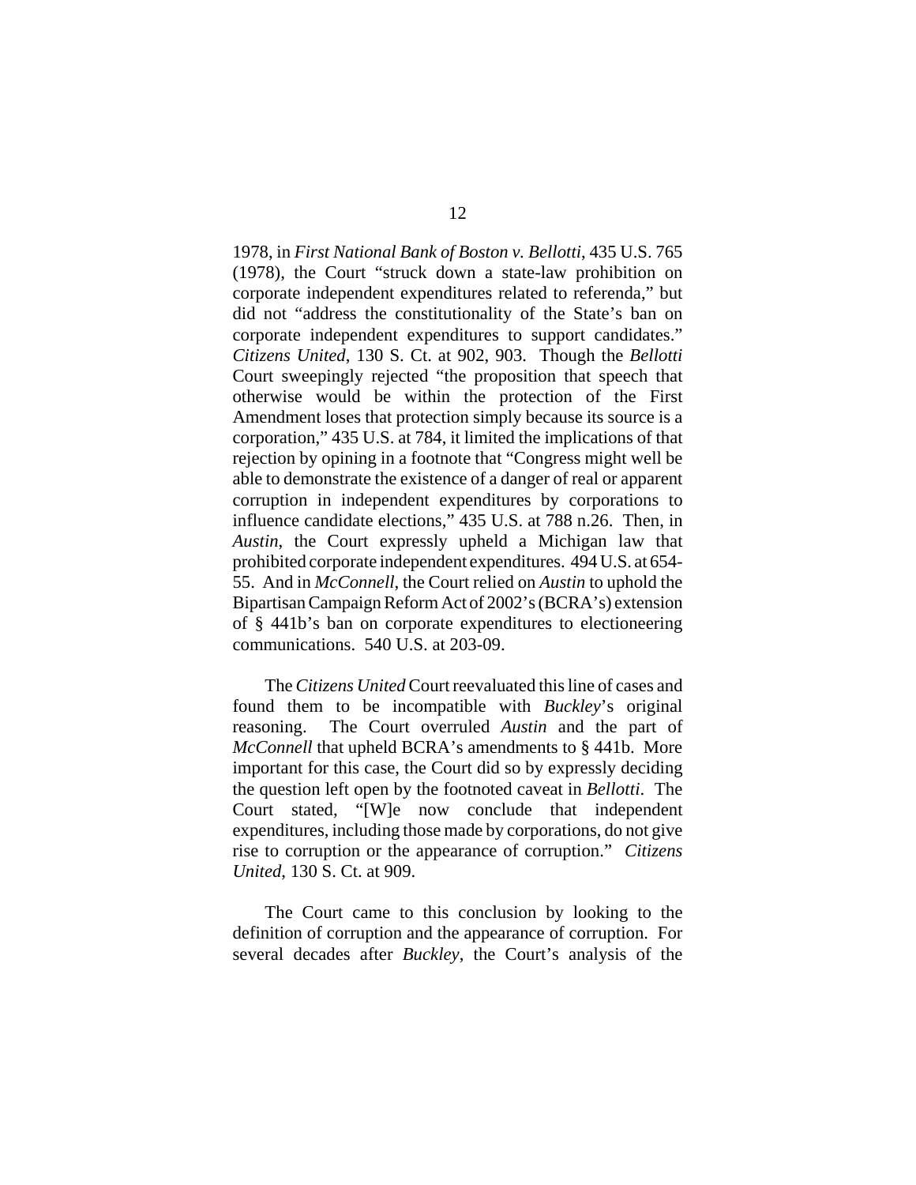1978, in *First National Bank of Boston v. Bellotti*, 435 U.S. 765 (1978), the Court "struck down a state-law prohibition on corporate independent expenditures related to referenda," but did not "address the constitutionality of the State's ban on corporate independent expenditures to support candidates." *Citizens United*, 130 S. Ct. at 902, 903. Though the *Bellotti* Court sweepingly rejected "the proposition that speech that otherwise would be within the protection of the First Amendment loses that protection simply because its source is a corporation," 435 U.S. at 784, it limited the implications of that rejection by opining in a footnote that "Congress might well be able to demonstrate the existence of a danger of real or apparent corruption in independent expenditures by corporations to influence candidate elections," 435 U.S. at 788 n.26. Then, in *Austin*, the Court expressly upheld a Michigan law that prohibited corporate independent expenditures. 494 U.S. at 654-55. And in *McConnell*, the Court relied on *Austin* to uphold the Bipartisan Campaign Reform Act of 2002's (BCRA's) extension of § 441b's ban on corporate expenditures to electioneering communications. 540 U.S. at 203-09.

The *Citizens United* Court reevaluated this line of cases and found them to be incompatible with *Buckley*'s original reasoning. The Court overruled *Austin* and the part of *McConnell* that upheld BCRA's amendments to § 441b. More important for this case, the Court did so by expressly deciding the question left open by the footnoted caveat in *Bellotti*. The Court stated, "[W]e now conclude that independent expenditures, including those made by corporations, do not give rise to corruption or the appearance of corruption." *Citizens United*, 130 S. Ct. at 909.

The Court came to this conclusion by looking to the definition of corruption and the appearance of corruption. For several decades after *Buckley*, the Court's analysis of the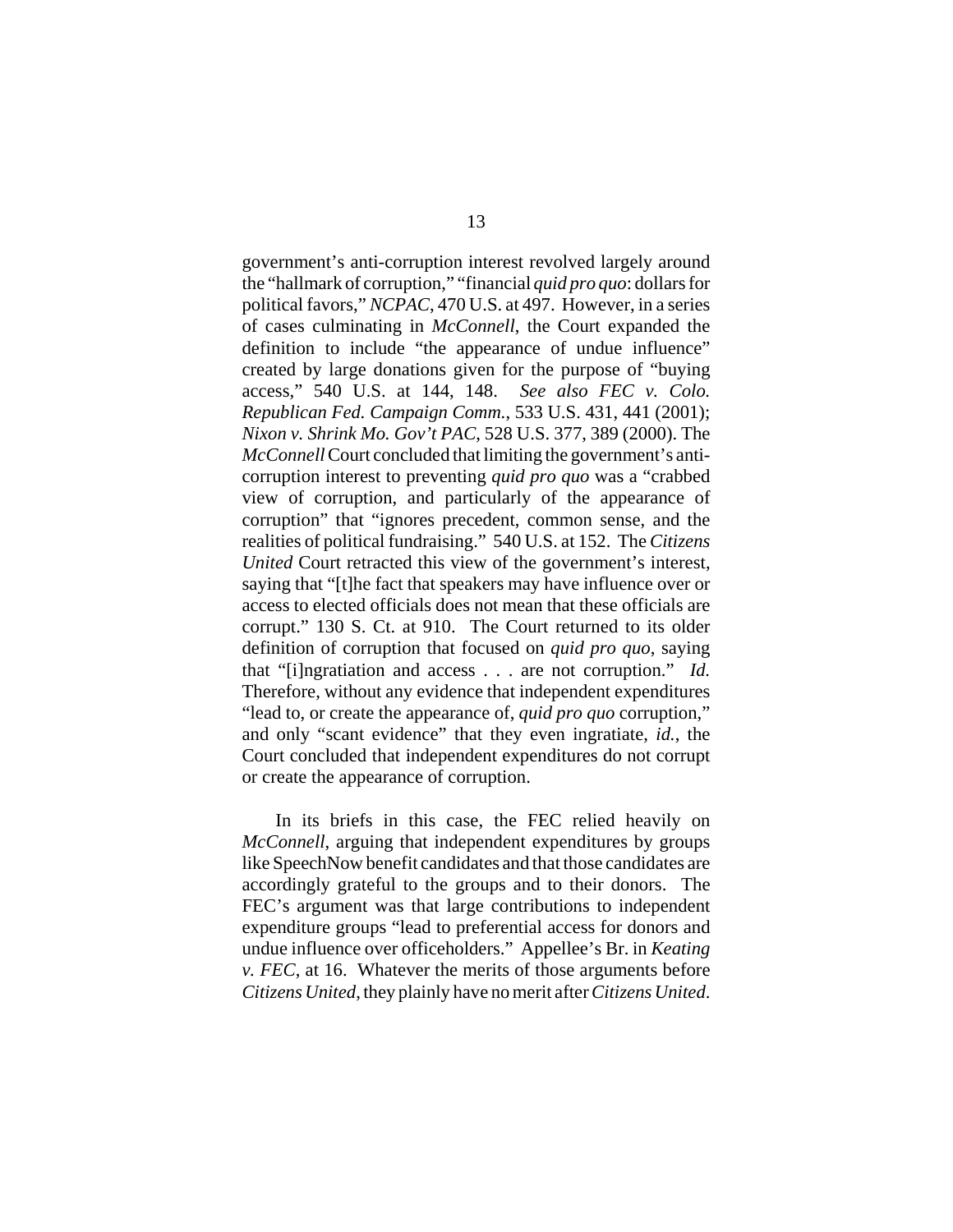government's anti-corruption interest revolved largely around the "hallmark of corruption," "financial *quid pro quo*: dollars for political favors," *NCPAC*, 470 U.S. at 497. However, in a series of cases culminating in *McConnell*, the Court expanded the definition to include "the appearance of undue influence" created by large donations given for the purpose of "buying access," 540 U.S. at 144, 148. *See also FEC v. Colo. Republican Fed. Campaign Comm.*, 533 U.S. 431, 441 (2001); *Nixon v. Shrink Mo. Gov't PAC*, 528 U.S. 377, 389 (2000). The *McConnell* Court concluded that limiting the government's anti-corruption interest to preventing *quid pro quo* was a "crabbed view of corruption, and particularly of the appearance of corruption" that "ignores precedent, common sense, and the realities of political fundraising." 540 U.S. at 152. The *Citizens United* Court retracted this view of the government's interest, saying that "[t]he fact that speakers may have influence over or access to elected officials does not mean that these officials are corrupt." 130 S. Ct. at 910. The Court returned to its older definition of corruption that focused on *quid pro quo*, saying that "[i]ngratiation and access . . . are not corruption." *Id.* Therefore, without any evidence that independent expenditures "lead to, or create the appearance of, *quid pro quo* corruption," and only "scant evidence" that they even ingratiate, *id.*, the Court concluded that independent expenditures do not corrupt or create the appearance of corruption.

In its briefs in this case, the FEC relied heavily on *McConnell*, arguing that independent expenditures by groups like SpeechNow benefit candidates and that those candidates are accordingly grateful to the groups and to their donors. The FEC's argument was that large contributions to independent expenditure groups "lead to preferential access for donors and undue influence over officeholders." Appellee's Br. in *Keating v. FEC*, at 16. Whatever the merits of those arguments before *Citizens United*, they plainly have no merit after *Citizens United*.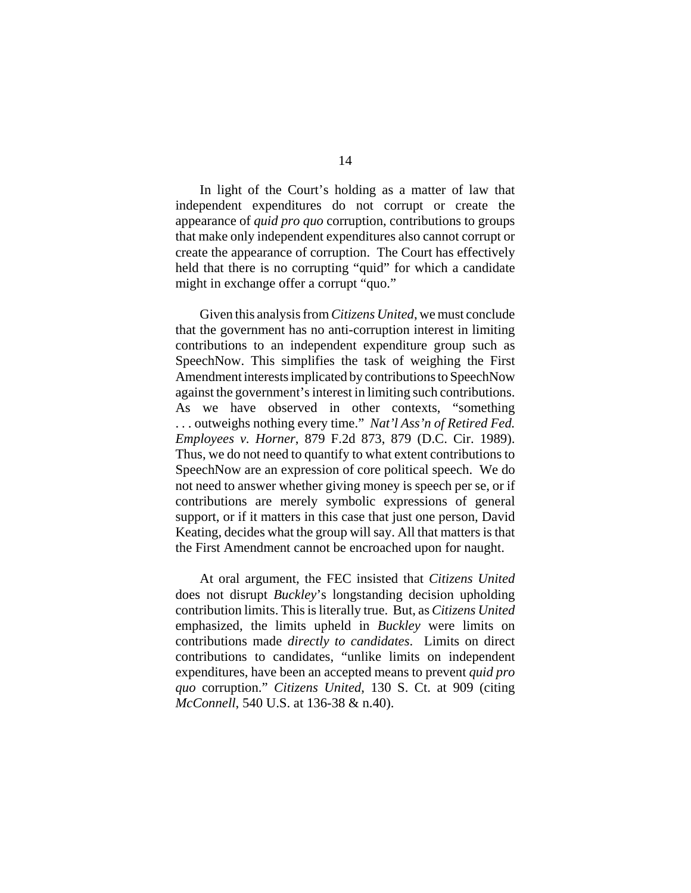In light of the Court's holding as a matter of law that independent expenditures do not corrupt or create the appearance of *quid pro quo* corruption, contributions to groups that make only independent expenditures also cannot corrupt or create the appearance of corruption. The Court has effectively held that there is no corrupting "quid" for which a candidate might in exchange offer a corrupt "quo."

Given this analysis from *Citizens United*, we must conclude that the government has no anti-corruption interest in limiting contributions to an independent expenditure group such as SpeechNow. This simplifies the task of weighing the First Amendment interests implicated by contributions to SpeechNow against the government's interest in limiting such contributions. As we have observed in other contexts, "something . . . outweighs nothing every time." *Nat'l Ass'n of Retired Fed. Employees v. Horner*, 879 F.2d 873, 879 (D.C. Cir. 1989). Thus, we do not need to quantify to what extent contributions to SpeechNow are an expression of core political speech. We do not need to answer whether giving money is speech per se, or if contributions are merely symbolic expressions of general support, or if it matters in this case that just one person, David Keating, decides what the group will say. All that matters is that the First Amendment cannot be encroached upon for naught.

At oral argument, the FEC insisted that *Citizens United* does not disrupt *Buckley*'s longstanding decision upholding contribution limits. This is literally true. But, as *Citizens United* emphasized, the limits upheld in *Buckley* were limits on contributions made *directly to candidates*. Limits on direct contributions to candidates, "unlike limits on independent expenditures, have been an accepted means to prevent *quid pro quo* corruption." *Citizens United*, 130 S. Ct. at 909 (citing *McConnell*, 540 U.S. at 136-38 & n.40).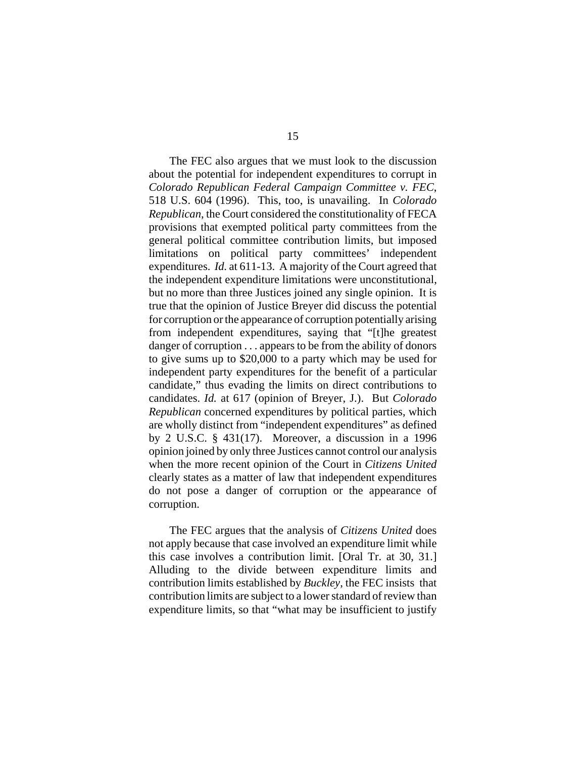The FEC also argues that we must look to the discussion about the potential for independent expenditures to corrupt in *Colorado Republican Federal Campaign Committee v. FEC*, 518 U.S. 604 (1996). This, too, is unavailing. In *Colorado Republican*, the Court considered the constitutionality of FECA provisions that exempted political party committees from the general political committee contribution limits, but imposed limitations on political party committees' independent expenditures. *Id.* at 611-13. A majority of the Court agreed that the independent expenditure limitations were unconstitutional, but no more than three Justices joined any single opinion. It is true that the opinion of Justice Breyer did discuss the potential for corruption or the appearance of corruption potentially arising from independent expenditures, saying that "[t]he greatest danger of corruption . . . appears to be from the ability of donors to give sums up to $20,000 to a party which may be used for independent party expenditures for the benefit of a particular candidate," thus evading the limits on direct contributions to candidates. *Id.* at 617 (opinion of Breyer, J.). But *Colorado Republican* concerned expenditures by political parties, which are wholly distinct from "independent expenditures" as defined by 2 U.S.C. § 431(17). Moreover, a discussion in a 1996 opinion joined by only three Justices cannot control our analysis when the more recent opinion of the Court in *Citizens United* clearly states as a matter of law that independent expenditures do not pose a danger of corruption or the appearance of corruption.

The FEC argues that the analysis of *Citizens United* does not apply because that case involved an expenditure limit while this case involves a contribution limit. [Oral Tr. at 30, 31.] Alluding to the divide between expenditure limits and contribution limits established by *Buckley*, the FEC insists that contribution limits are subject to a lower standard of review than expenditure limits, so that "what may be insufficient to justify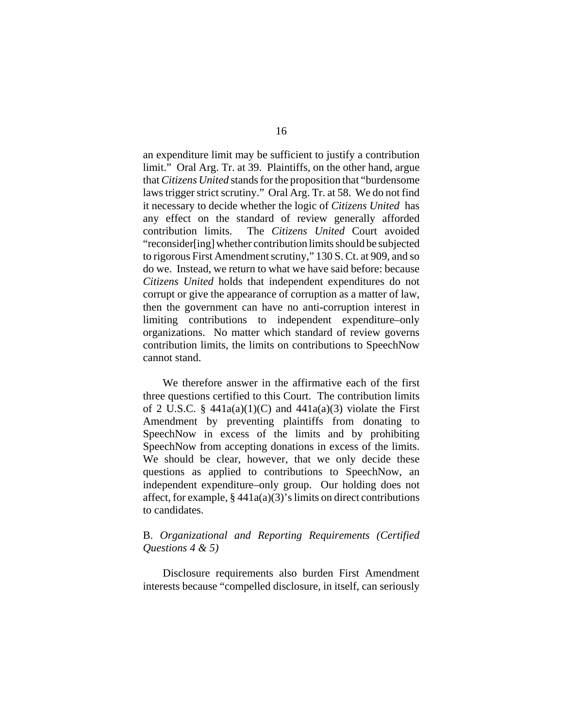an expenditure limit may be sufficient to justify a contribution limit." Oral Arg. Tr. at 39. Plaintiffs, on the other hand, argue that *Citizens United* stands for the proposition that "burdensome laws trigger strict scrutiny." Oral Arg. Tr. at 58. We do not find it necessary to decide whether the logic of *Citizens United* has any effect on the standard of review generally afforded contribution limits. The *Citizens United* Court avoided "reconsider[ing] whether contribution limits should be subjected to rigorous First Amendment scrutiny," 130 S. Ct. at 909, and so do we. Instead, we return to what we have said before: because *Citizens United* holds that independent expenditures do not corrupt or give the appearance of corruption as a matter of law, then the government can have no anti-corruption interest in limiting contributions to independent expenditure–only organizations. No matter which standard of review governs contribution limits, the limits on contributions to SpeechNow cannot stand.

We therefore answer in the affirmative each of the first three questions certified to this Court. The contribution limits of 2 U.S.C. § 441a(a)(1)(C) and 441a(a)(3) violate the First Amendment by preventing plaintiffs from donating to SpeechNow in excess of the limits and by prohibiting SpeechNow from accepting donations in excess of the limits. We should be clear, however, that we only decide these questions as applied to contributions to SpeechNow, an independent expenditure–only group. Our holding does not affect, for example, § 441a(a)(3)'s limits on direct contributions to candidates.

B. *Organizational and Reporting Requirements (Certified Questions 4 & 5)*

Disclosure requirements also burden First Amendment interests because "compelled disclosure, in itself, can seriously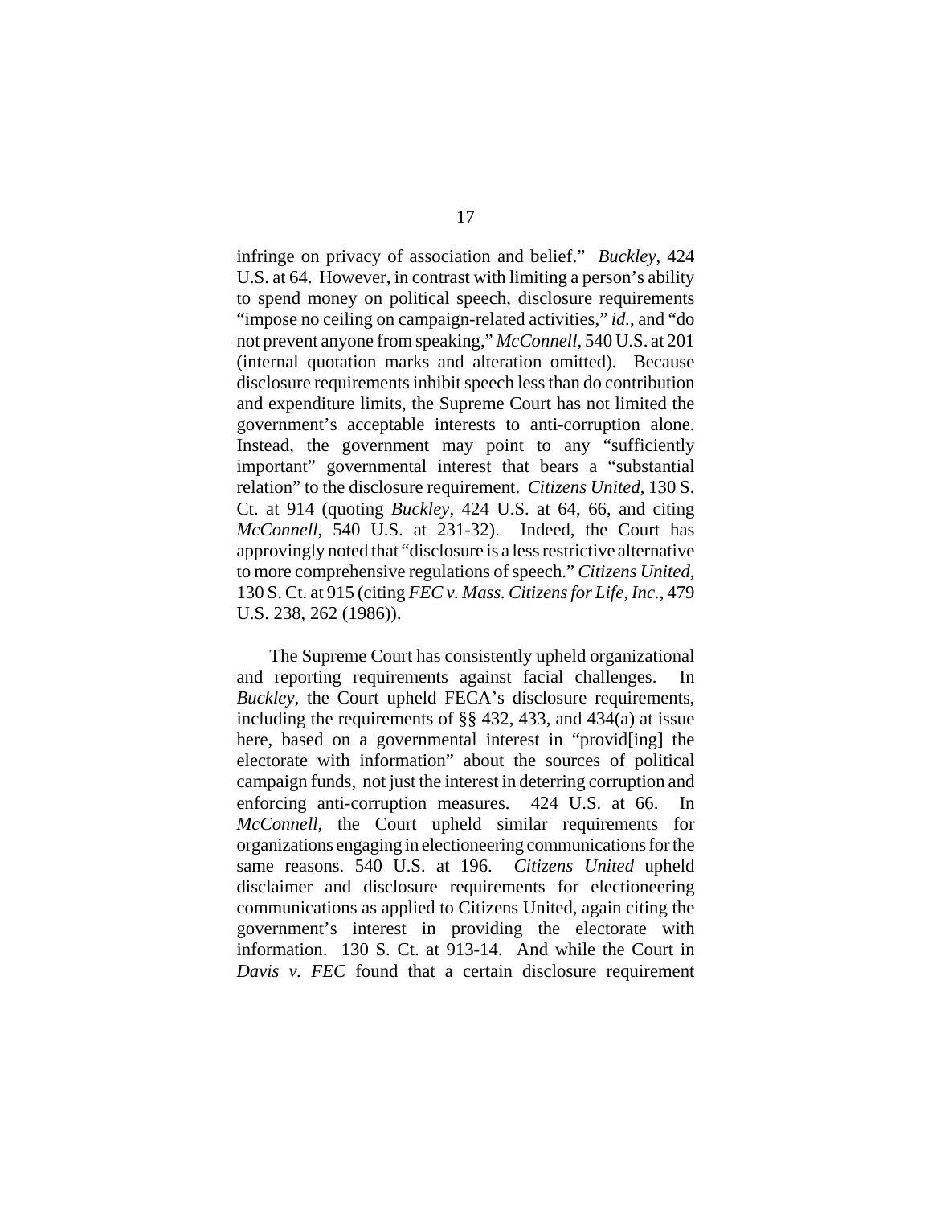infringe on privacy of association and belief." *Buckley*, 424 U.S. at 64. However, in contrast with limiting a person's ability to spend money on political speech, disclosure requirements "impose no ceiling on campaign-related activities," *id.*, and "do not prevent anyone from speaking," *McConnell*, 540 U.S. at 201 (internal quotation marks and alteration omitted). Because disclosure requirements inhibit speech less than do contribution and expenditure limits, the Supreme Court has not limited the government's acceptable interests to anti-corruption alone. Instead, the government may point to any "sufficiently important" governmental interest that bears a "substantial relation" to the disclosure requirement. *Citizens United*, 130 S. Ct. at 914 (quoting *Buckley*, 424 U.S. at 64, 66, and citing *McConnell*, 540 U.S. at 231-32). Indeed, the Court has approvingly noted that "disclosure is a less restrictive alternative to more comprehensive regulations of speech." *Citizens United*, 130 S. Ct. at 915 (citing *FEC v. Mass. Citizens for Life, Inc.*, 479 U.S. 238, 262 (1986)).

The Supreme Court has consistently upheld organizational and reporting requirements against facial challenges. In *Buckley*, the Court upheld FECA's disclosure requirements, including the requirements of §§ 432, 433, and 434(a) at issue here, based on a governmental interest in "provid[ing] the electorate with information" about the sources of political campaign funds, not just the interest in deterring corruption and enforcing anti-corruption measures. 424 U.S. at 66. In *McConnell*, the Court upheld similar requirements for organizations engaging in electioneering communications for the same reasons. 540 U.S. at 196. *Citizens United* upheld disclaimer and disclosure requirements for electioneering communications as applied to Citizens United, again citing the government's interest in providing the electorate with information. 130 S. Ct. at 913-14. And while the Court in *Davis v. FEC* found that a certain disclosure requirement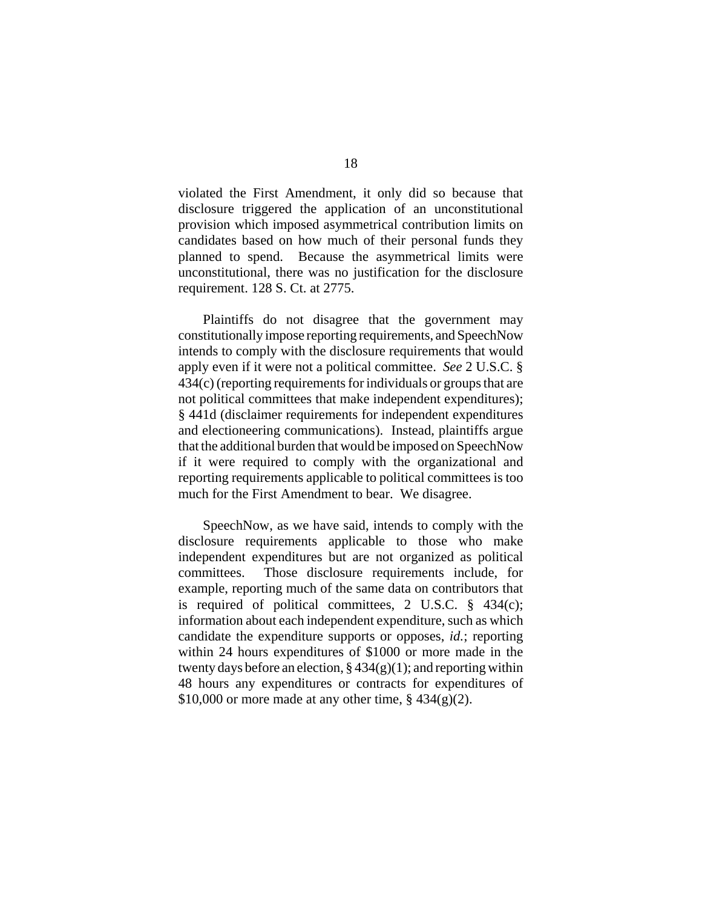violated the First Amendment, it only did so because that disclosure triggered the application of an unconstitutional provision which imposed asymmetrical contribution limits on candidates based on how much of their personal funds they planned to spend. Because the asymmetrical limits were unconstitutional, there was no justification for the disclosure requirement. 128 S. Ct. at 2775.

Plaintiffs do not disagree that the government may constitutionally impose reporting requirements, and SpeechNow intends to comply with the disclosure requirements that would apply even if it were not a political committee. *See* 2 U.S.C. § 434(c) (reporting requirements for individuals or groups that are not political committees that make independent expenditures); § 441d (disclaimer requirements for independent expenditures and electioneering communications). Instead, plaintiffs argue that the additional burden that would be imposed on SpeechNow if it were required to comply with the organizational and reporting requirements applicable to political committees is too much for the First Amendment to bear. We disagree.

SpeechNow, as we have said, intends to comply with the disclosure requirements applicable to those who make independent expenditures but are not organized as political committees. Those disclosure requirements include, for example, reporting much of the same data on contributors that is required of political committees, 2 U.S.C. § 434(c); information about each independent expenditure, such as which candidate the expenditure supports or opposes, *id.*; reporting within 24 hours expenditures of $1000 or more made in the twenty days before an election, § 434(g)(1); and reporting within 48 hours any expenditures or contracts for expenditures of $10,000 or more made at any other time, § 434(g)(2).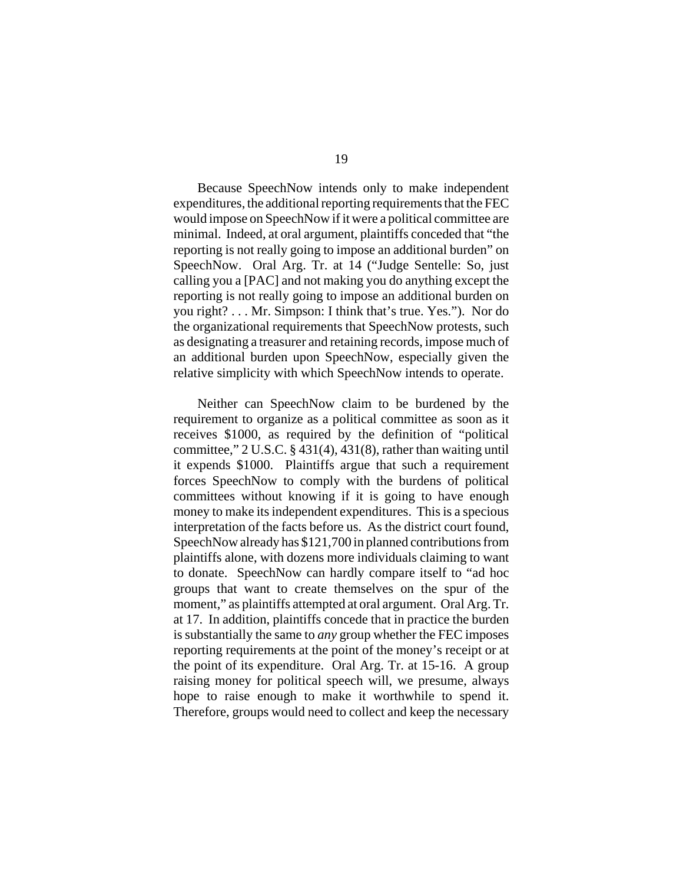Because SpeechNow intends only to make independent expenditures, the additional reporting requirements that the FEC would impose on SpeechNow if it were a political committee are minimal. Indeed, at oral argument, plaintiffs conceded that "the reporting is not really going to impose an additional burden" on SpeechNow. Oral Arg. Tr. at 14 ("Judge Sentelle: So, just calling you a [PAC] and not making you do anything except the reporting is not really going to impose an additional burden on you right? . . . Mr. Simpson: I think that's true. Yes."). Nor do the organizational requirements that SpeechNow protests, such as designating a treasurer and retaining records, impose much of an additional burden upon SpeechNow, especially given the relative simplicity with which SpeechNow intends to operate.

Neither can SpeechNow claim to be burdened by the requirement to organize as a political committee as soon as it receives $1000, as required by the definition of "political committee," 2 U.S.C. § 431(4), 431(8), rather than waiting until it expends $1000. Plaintiffs argue that such a requirement forces SpeechNow to comply with the burdens of political committees without knowing if it is going to have enough money to make its independent expenditures. This is a specious interpretation of the facts before us. As the district court found, SpeechNow already has $121,700 in planned contributions from plaintiffs alone, with dozens more individuals claiming to want to donate. SpeechNow can hardly compare itself to "ad hoc groups that want to create themselves on the spur of the moment," as plaintiffs attempted at oral argument. Oral Arg. Tr. at 17. In addition, plaintiffs concede that in practice the burden is substantially the same to *any* group whether the FEC imposes reporting requirements at the point of the money's receipt or at the point of its expenditure. Oral Arg. Tr. at 15-16. A group raising money for political speech will, we presume, always hope to raise enough to make it worthwhile to spend it. Therefore, groups would need to collect and keep the necessary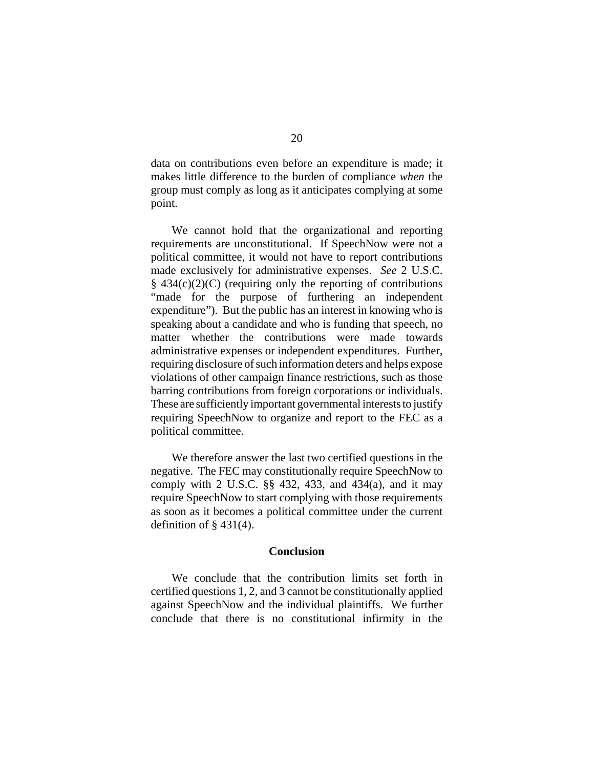data on contributions even before an expenditure is made; it makes little difference to the burden of compliance *when* the group must comply as long as it anticipates complying at some point.

We cannot hold that the organizational and reporting requirements are unconstitutional. If SpeechNow were not a political committee, it would not have to report contributions made exclusively for administrative expenses. *See* 2 U.S.C. § 434(c)(2)(C) (requiring only the reporting of contributions "made for the purpose of furthering an independent expenditure"). But the public has an interest in knowing who is speaking about a candidate and who is funding that speech, no matter whether the contributions were made towards administrative expenses or independent expenditures. Further, requiring disclosure of such information deters and helps expose violations of other campaign finance restrictions, such as those barring contributions from foreign corporations or individuals. These are sufficiently important governmental interests to justify requiring SpeechNow to organize and report to the FEC as a political committee.

We therefore answer the last two certified questions in the negative. The FEC may constitutionally require SpeechNow to comply with 2 U.S.C. §§ 432, 433, and 434(a), and it may require SpeechNow to start complying with those requirements as soon as it becomes a political committee under the current definition of § 431(4).

## Conclusion

We conclude that the contribution limits set forth in certified questions 1, 2, and 3 cannot be constitutionally applied against SpeechNow and the individual plaintiffs. We further conclude that there is no constitutional infirmity in the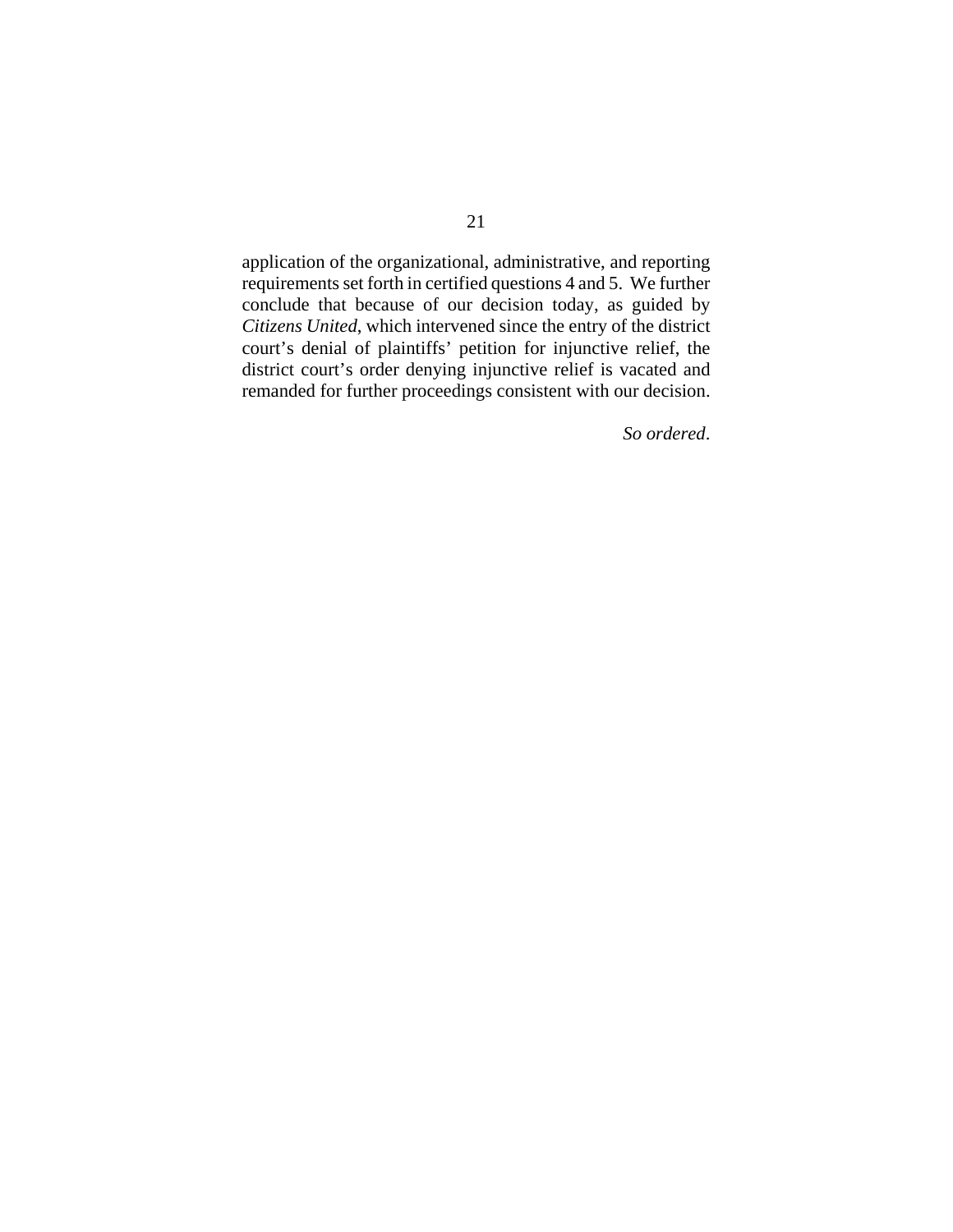application of the organizational, administrative, and reporting requirements set forth in certified questions 4 and 5. We further conclude that because of our decision today, as guided by *Citizens United*, which intervened since the entry of the district court's denial of plaintiffs' petition for injunctive relief, the district court's order denying injunctive relief is vacated and remanded for further proceedings consistent with our decision.

*So ordered*.